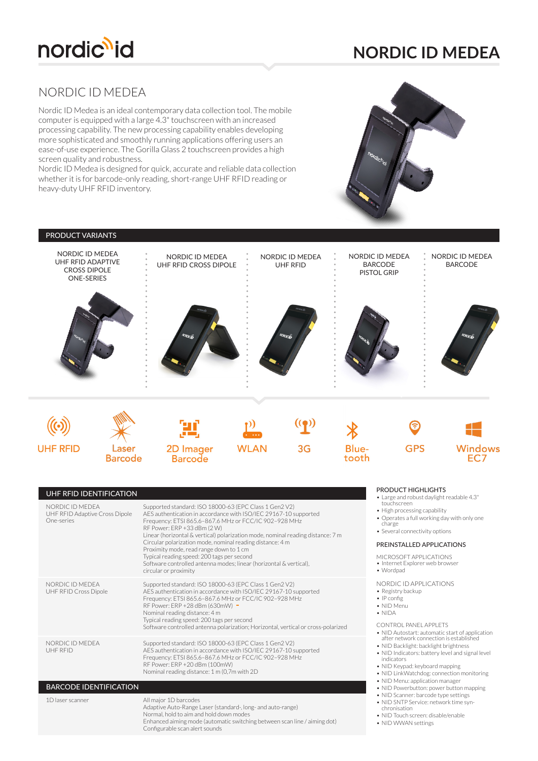# NORDIC ID MEDEA

## NORDIC ID MEDEA

Nordic ID Medea is an ideal contemporary data collection tool. The mobile computer is equipped with a large 4.3" touchscreen with an increased processing capability. The new processing capability enables developing more sophisticated and smoothly running applications offering users an ease-of-use experience. The Gorilla Glass 2 touchscreen provides a high screen quality and robustness.
Nordic ID Medea is designed for quick, accurate and reliable data collection whether it is for barcode-only reading, short-range UHF RFID reading or heavy-duty UHF RFID inventory.

## PRODUCT VARIANTS

| NORDIC ID MEDEA UHF RFID ADAPTIVE CROSS DIPOLE ONE-SERIES | NORDIC ID MEDEA UHF RFID CROSS DIPOLE | NORDIC ID MEDEA UHF RFID | NORDIC ID MEDEA BARCODE PISTOL GRIP | NORDIC ID MEDEA BARCODE |
|---|---|---|---|---|

UHF RFID · Laser Barcode · 2D Imager Barcode · WLAN · 3G · Bluetooth · GPS · Windows EC7

## UHF RFID IDENTIFICATION

| | |
|---|---|
| NORDIC ID MEDEA UHF RFID Adaptive Cross Dipole One-series | Supported standard: ISO 18000-63 (EPC Class 1 Gen2 V2)<br>AES authentication in accordance with ISO/IEC 29167-10 supported<br>Frequency: ETSI 865.6–867.6 MHz or FCC/IC 902–928 MHz<br>RF Power: ERP +33 dBm (2 W)<br>Linear (horizontal & vertical) polarization mode, nominal reading distance: 7 m<br>Circular polarization mode, nominal reading distance: 4 m<br>Proximity mode, read range down to 1 cm<br>Typical reading speed: 200 tags per second<br>Software controlled antenna modes; linear (horizontal & vertical), circular or proximity |
| NORDIC ID MEDEA UHF RFID Cross Dipole | Supported standard: ISO 18000-63 (EPC Class 1 Gen2 V2)<br>AES authentication in accordance with ISO/IEC 29167-10 supported<br>Frequency: ETSI 865.6–867.6 MHz or FCC/IC 902–928 MHz<br>RF Power: ERP +28 dBm (630mW)<br>Nominal reading distance: 4 m<br>Typical reading speed: 200 tags per second<br>Software controlled antenna polarization; Horizontal, vertical or cross-polarized |
| NORDIC ID MEDEA UHF RFID | Supported standard: ISO 18000-63 (EPC Class 1 Gen2 V2)<br>AES authentication in accordance with ISO/IEC 29167-10 supported<br>Frequency: ETSI 865.6–867.6 MHz or FCC/IC 902–928 MHz<br>RF Power: ERP +20 dBm (100mW)<br>Nominal reading distance: 1 m (0,7m with 2D |

## BARCODE IDENTIFICATION

| | |
|---|---|
| 1D laser scanner | All major 1D barcodes<br>Adaptive Auto-Range Laser (standard-, long- and auto-range)<br>Normal, hold to aim and hold down modes<br>Enhanced aiming mode (automatic switching between scan line / aiming dot)<br>Configurable scan alert sounds |

### PRODUCT HIGHLIGHTS

- Large and robust daylight readable 4.3" touchscreen
- High processing capability
- Operates a full working day with only one charge
- Several connectivity options

### PREINSTALLED APPLICATIONS

MICROSOFT APPLICATIONS
- Internet Explorer web browser
- Wordpad

NORDIC ID APPLICATIONS
- Registry backup
- IP config
- NID Menu
- NIDA

CONTROL PANEL APPLETS
- NID Autostart: automatic start of application after network connection is established
- NID Backlight: backlight brightness
- NID Indicators: battery level and signal level indicators
- NID Keypad: keyboard mapping
- NID LinkWatchdog: connection monitoring
- NID Menu: application manager
- NID Powerbutton: power button mapping
- NID Scanner: barcode type settings
- NID SNTP Service: network time syn-chronisation
- NID Touch screen: disable/enable
- NID WWAN settings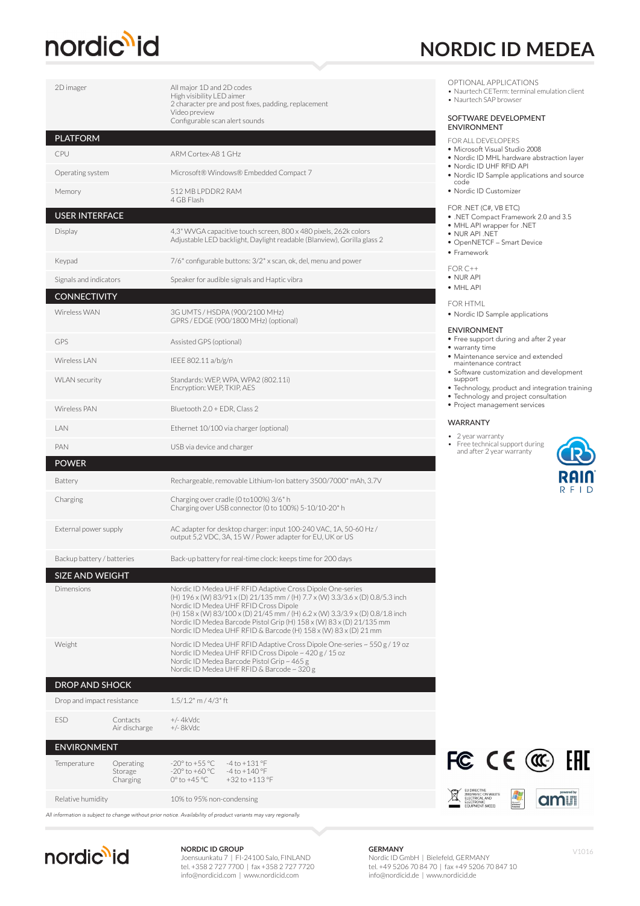# NORDIC ID MEDEA

| | |
|---|---|
| 2D imager | All major 1D and 2D codes<br>High visibility LED aimer<br>2 character pre and post fixes, padding, replacement<br>Video preview<br>Configurable scan alert sounds |
| **PLATFORM** | |
| CPU | ARM Cortex-A8 1 GHz |
| Operating system | Microsoft® Windows® Embedded Compact 7 |
| Memory | 512 MB LPDDR2 RAM<br>4 GB Flash |
| **USER INTERFACE** | |
| Display | 4,3" WVGA capacitive touch screen, 800 x 480 pixels, 262k colors<br>Adjustable LED backlight, Daylight readable (Blanview), Gorilla glass 2 |
| Keypad | 7/6* configurable buttons: 3/2* x scan, ok, del, menu and power |
| Signals and indicators | Speaker for audible signals and Haptic vibra |
| **CONNECTIVITY** | |
| Wireless WAN | 3G UMTS / HSDPA (900/2100 MHz)<br>GPRS / EDGE (900/1800 MHz) (optional) |
| GPS | Assisted GPS (optional) |
| Wireless LAN | IEEE 802.11 a/b/g/n |
| WLAN security | Standards: WEP, WPA, WPA2 (802.11i)<br>Encryption: WEP, TKIP, AES |
| Wireless PAN | Bluetooth 2.0 + EDR, Class 2 |
| LAN | Ethernet 10/100 via charger (optional) |
| PAN | USB via device and charger |
| **POWER** | |
| Battery | Rechargeable, removable Lithium-Ion battery 3500/7000* mAh, 3.7V |
| Charging | Charging over cradle (0 to100%) 3/6* h<br>Charging over USB connector (0 to 100%) 5-10/10-20* h |
| External power supply | AC adapter for desktop charger: input 100-240 VAC, 1A, 50-60 Hz / output 5,2 VDC, 3A, 15 W / Power adapter for EU, UK or US |
| Backup battery / batteries | Back-up battery for real-time clock: keeps time for 200 days |
| **SIZE AND WEIGHT** | |
| Dimensions | Nordic ID Medea UHF RFID Adaptive Cross Dipole One-series<br>(H) 196 x (W) 83/91 x (D) 21/135 mm / (H) 7.7 x (W) 3.3/3.6 x (D) 0.8/5.3 inch<br>Nordic ID Medea UHF RFID Cross Dipole<br>(H) 158 x (W) 83/100 x (D) 21/45 mm / (H) 6.2 x (W) 3.3/3.9 x (D) 0.8/1.8 inch<br>Nordic ID Medea Barcode Pistol Grip (H) 158 x (W) 83 x (D) 21/135 mm<br>Nordic ID Medea UHF RFID & Barcode (H) 158 x (W) 83 x (D) 21 mm |
| Weight | Nordic ID Medea UHF RFID Adaptive Cross Dipole One-series ~ 550 g / 19 oz<br>Nordic ID Medea UHF RFID Cross Dipole ~ 420 g / 15 oz<br>Nordic ID Medea Barcode Pistol Grip ~ 465 g<br>Nordic ID Medea UHF RFID & Barcode ~ 320 g |
| **DROP AND SHOCK** | |
| Drop and impact resistance | 1.5/1.2* m / 4/3* ft |
| ESD — Contacts<br>Air discharge | +/- 4kVdc<br>+/- 8kVdc |
| **ENVIRONMENT** | |
| Temperature — Operating<br>Storage<br>Charging | -20° to +55 °C &nbsp; -4 to +131 °F<br>-20° to +60 °C &nbsp; -4 to +140 °F<br>0° to +45 °C &nbsp; +32 to +113 °F |
| Relative humidity | 10% to 95% non-condensing |

*All information is subject to change without prior notice. Availability of product variants may vary regionally.*

OPTIONAL APPLICATIONS
- Naurtech CETerm: terminal emulation client
- Naurtech SAP browser

## SOFTWARE DEVELOPMENT ENVIRONMENT

FOR ALL DEVELOPERS
- Microsoft Visual Studio 2008
- Nordic ID MHL hardware abstraction layer
- Nordic ID UHF RFID API
- Nordic ID Sample applications and source code
- Nordic ID Customizer

FOR .NET (C#, VB ETC)
- .NET Compact Framework 2.0 and 3.5
- MHL API wrapper for .NET
- NUR API .NET
- OpenNETCF – Smart Device
- Framework

FOR C++
- NUR API
- MHL API

FOR HTML
- Nordic ID Sample applications

## ENVIRONMENT
- Free support during and after 2 year
- warranty time
- Maintenance service and extended maintenance contract
- Software customization and development support
- Technology, product and integration training
- Technology and project consultation
- Project management services

## WARRANTY
- 2 year warranty
- Free technical support during and after 2 year warranty

RAIN RFID

EU DIRECTIVE 2002/96/EC ON WASTE ELECTRICAL AND ELECTRONIC EQUIPMENT (WEEE)

powered by amIII

**NORDIC ID GROUP**
Joensuunkatu 7 | FI-24100 Salo, FINLAND
tel. +358 2 727 7700 | fax +358 2 727 7720
info@nordicid.com | www.nordicid.com

**GERMANY**
Nordic ID GmbH | Bielefeld, GERMANY
tel. +49 5206 70 84 70 | fax +49 5206 70 847 10
info@nordicid.de | www.nordicid.de

V1016